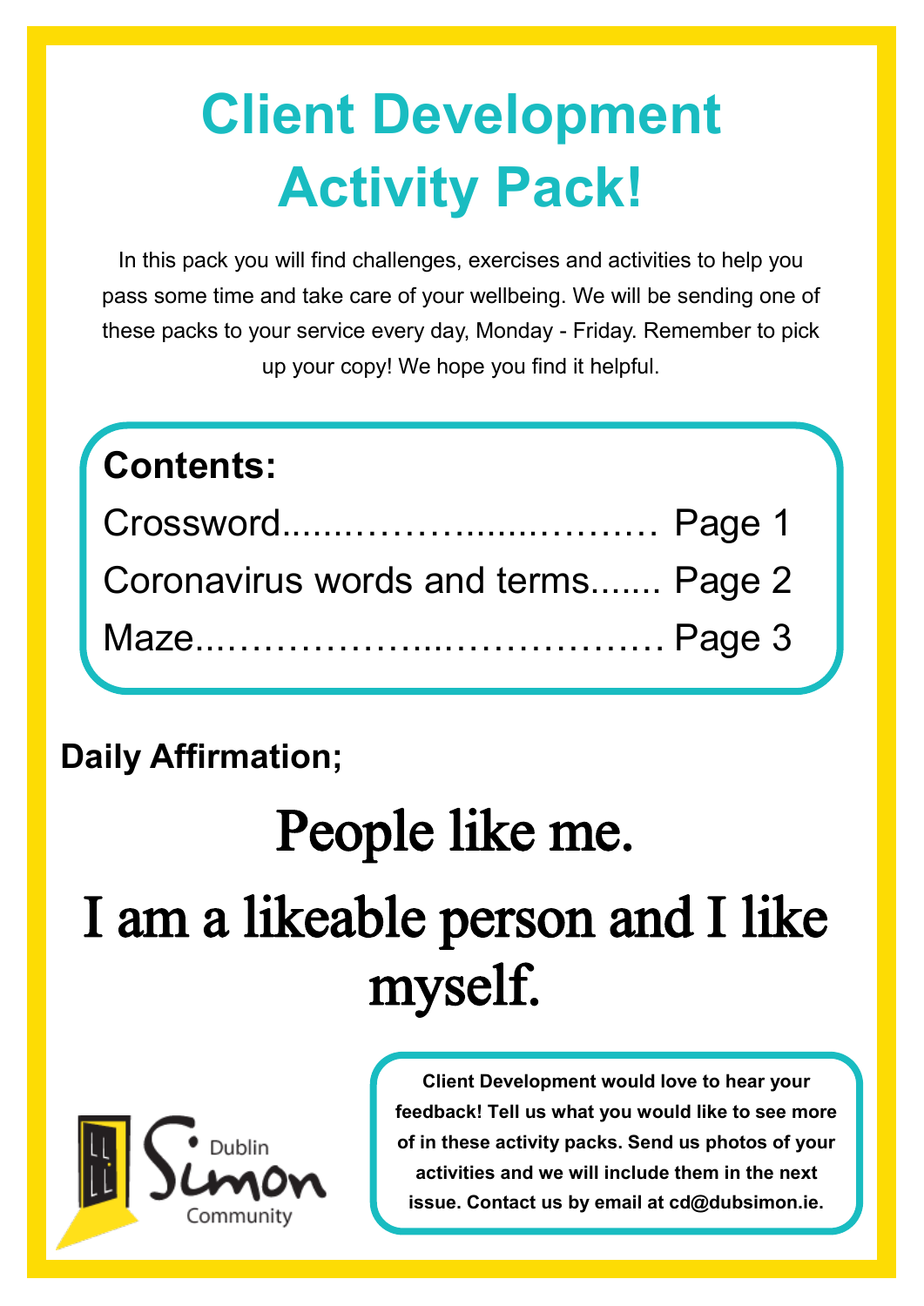# Client Development Activity Pack!

In this pack you will find challenges, exercises and activities to help you pass some time and take care of your wellbeing. We will be sending one of these packs to your service every day, Monday - Friday. Remember to pick up your copy! We hope you find it helpful.

**Contents:**

Crossword.................................. Page 1

Coronavirus words and terms....... Page 2

Maze...................................... Page 3

**Daily Affirmation;**

People like me.

I am a likeable person and I like myself.

Dublin Simon Community

**Client Development would love to hear your feedback! Tell us what you would like to see more of in these activity packs. Send us photos of your activities and we will include them in the next issue. Contact us by email at cd@dubsimon.ie.**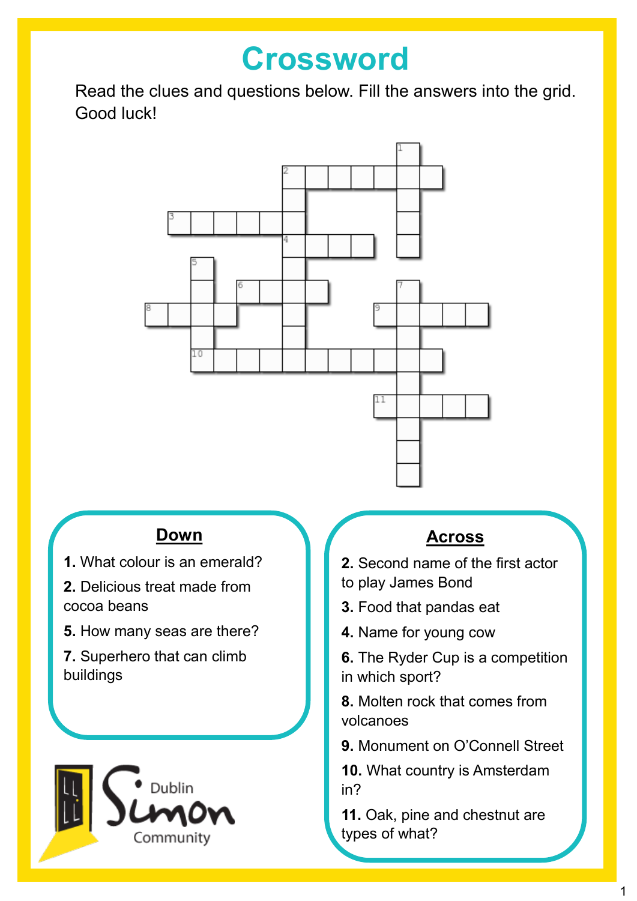# Crossword

Read the clues and questions below. Fill the answers into the grid. Good luck!

## Down

**1.** What colour is an emerald?

**2.** Delicious treat made from cocoa beans

**5.** How many seas are there?

**7.** Superhero that can climb buildings

## Across

**2.** Second name of the first actor to play James Bond

**3.** Food that pandas eat

**4.** Name for young cow

**6.** The Ryder Cup is a competition in which sport?

**8.** Molten rock that comes from volcanoes

**9.** Monument on O'Connell Street

**10.** What country is Amsterdam in?

**11.** Oak, pine and chestnut are types of what?

Dublin Simon Community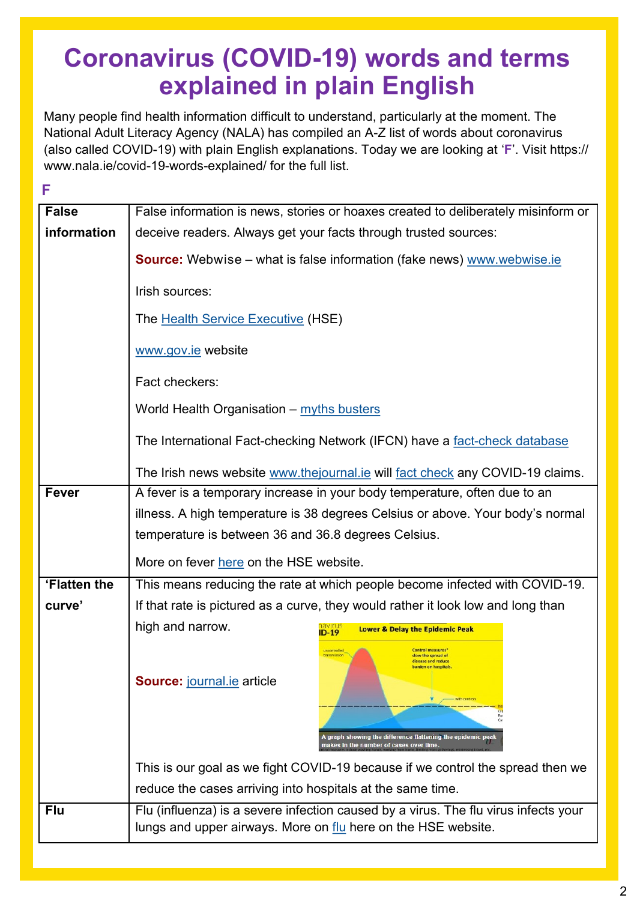# Coronavirus (COVID-19) words and terms explained in plain English

Many people find health information difficult to understand, particularly at the moment. The National Adult Literacy Agency (NALA) has compiled an A-Z list of words about coronavirus (also called COVID-19) with plain English explanations. Today we are looking at '**F**'. Visit https://www.nala.ie/covid-19-words-explained/ for the full list.

## F

| | |
|---|---|
| **False information** | False information is news, stories or hoaxes created to deliberately misinform or deceive readers. Always get your facts through trusted sources:<br><br>**Source:** Webwise – what is false information (fake news) www.webwise.ie<br><br>Irish sources:<br><br>The Health Service Executive (HSE)<br><br>www.gov.ie website<br><br>Fact checkers:<br><br>World Health Organisation – myths busters<br><br>The International Fact-checking Network (IFCN) have a fact-check database<br><br>The Irish news website www.thejournal.ie will fact check any COVID-19 claims. |
| **Fever** | A fever is a temporary increase in your body temperature, often due to an illness. A high temperature is 38 degrees Celsius or above. Your body's normal temperature is between 36 and 36.8 degrees Celsius.<br><br>More on fever here on the HSE website. |
| **'Flatten the curve'** | This means reducing the rate at which people become infected with COVID-19. If that rate is pictured as a curve, they would rather it look low and long than high and narrow.<br><br>**Source:** journal.ie article<br><br>A graph showing the difference flattening the epidemic peak makes in the number of cases over time.<br><br>This is our goal as we fight COVID-19 because if we control the spread then we reduce the cases arriving into hospitals at the same time. |
| **Flu** | Flu (influenza) is a severe infection caused by a virus. The flu virus infects your lungs and upper airways. More on flu here on the HSE website. |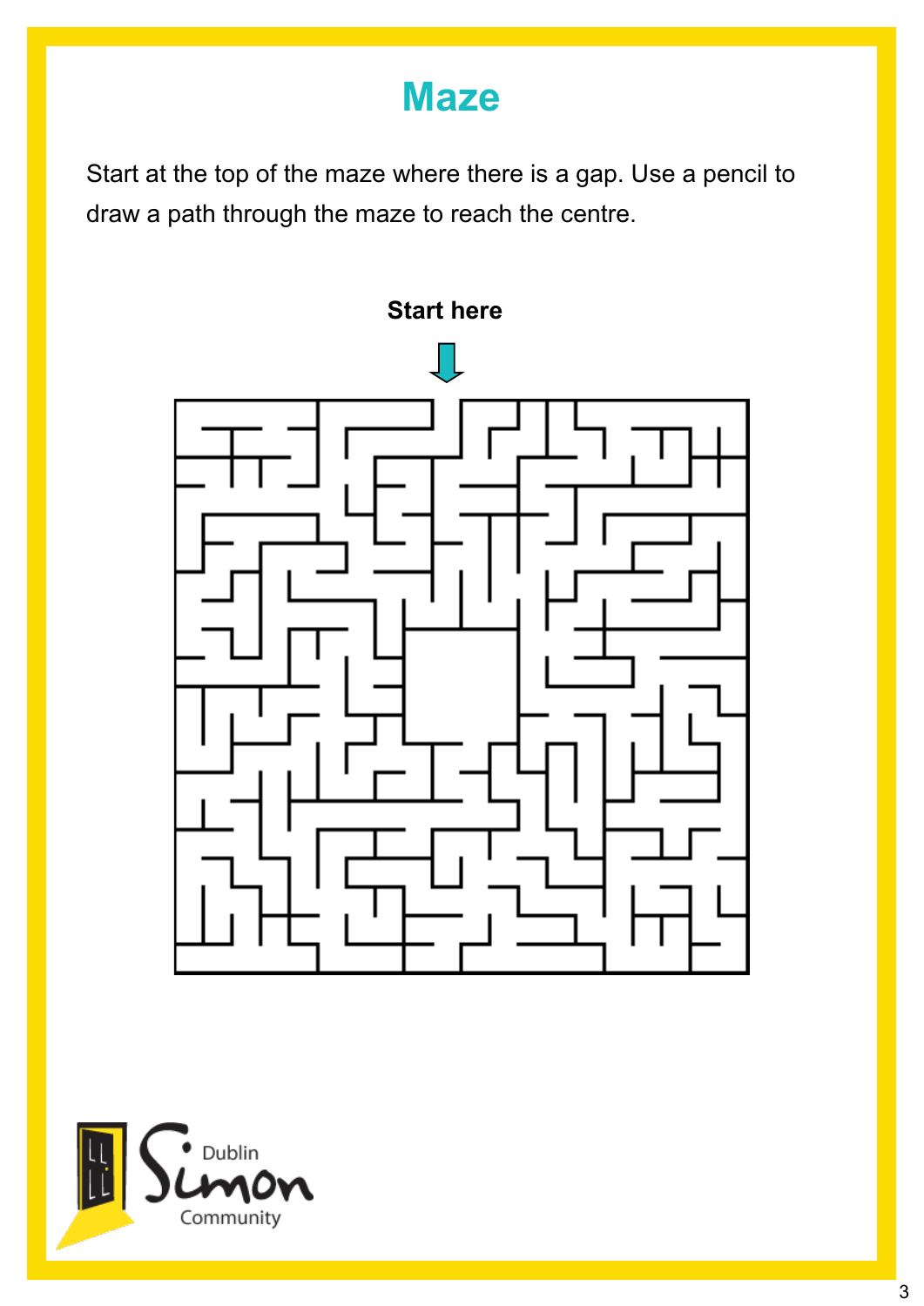# Maze

Start at the top of the maze where there is a gap. Use a pencil to draw a path through the maze to reach the centre.

**Start here**

Dublin Simon Community